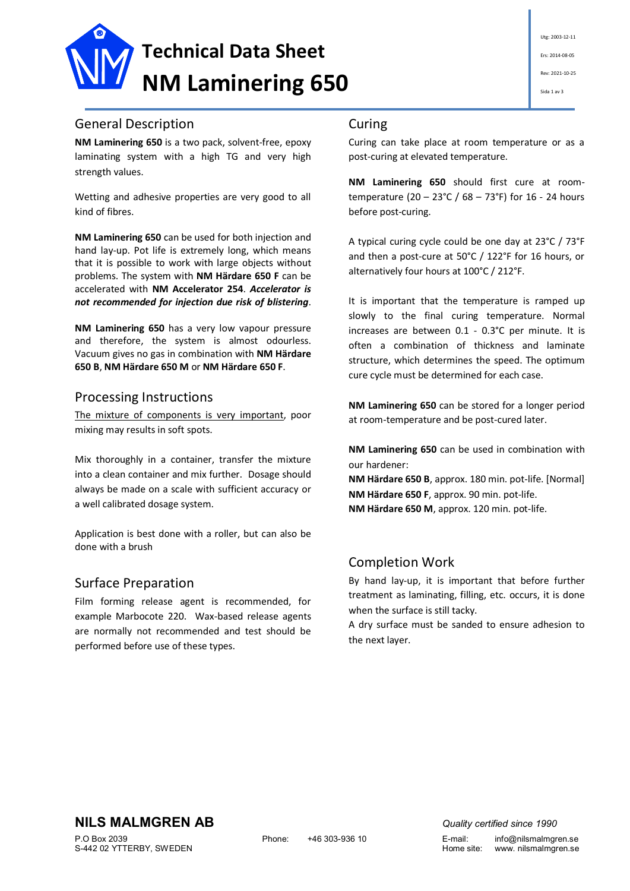# Technical Data Sheet
# NM Laminering 650

Utg: 2003-12-11

Ers: 2014-08-05

Rev: 2021-10-25

## General Description

**NM Laminering 650** is a two pack, solvent-free, epoxy laminating system with a high TG and very high strength values.

Wetting and adhesive properties are very good to all kind of fibres.

**NM Laminering 650** can be used for both injection and hand lay-up. Pot life is extremely long, which means that it is possible to work with large objects without problems. The system with **NM Härdare 650 F** can be accelerated with **NM Accelerator 254**. ***Accelerator is not recommended for injection due risk of blistering***.

**NM Laminering 650** has a very low vapour pressure and therefore, the system is almost odourless. Vacuum gives no gas in combination with **NM Härdare 650 B**, **NM Härdare 650 M** or **NM Härdare 650 F**.

## Processing Instructions

<u>The mixture of components is very important</u>, poor mixing may results in soft spots.

Mix thoroughly in a container, transfer the mixture into a clean container and mix further. Dosage should always be made on a scale with sufficient accuracy or a well calibrated dosage system.

Application is best done with a roller, but can also be done with a brush

## Surface Preparation

Film forming release agent is recommended, for example Marbocote 220. Wax-based release agents are normally not recommended and test should be performed before use of these types.

## Curing

Curing can take place at room temperature or as a post-curing at elevated temperature.

**NM Laminering 650** should first cure at room-temperature (20 – 23°C / 68 – 73°F) for 16 - 24 hours before post-curing.

A typical curing cycle could be one day at 23°C / 73°F and then a post-cure at 50°C / 122°F for 16 hours, or alternatively four hours at 100°C / 212°F.

It is important that the temperature is ramped up slowly to the final curing temperature. Normal increases are between 0.1 - 0.3°C per minute. It is often a combination of thickness and laminate structure, which determines the speed. The optimum cure cycle must be determined for each case.

**NM Laminering 650** can be stored for a longer period at room-temperature and be post-cured later.

**NM Laminering 650** can be used in combination with our hardener:
**NM Härdare 650 B**, approx. 180 min. pot-life. [Normal]
**NM Härdare 650 F**, approx. 90 min. pot-life.
**NM Härdare 650 M**, approx. 120 min. pot-life.

## Completion Work

By hand lay-up, it is important that before further treatment as laminating, filling, etc. occurs, it is done when the surface is still tacky.
A dry surface must be sanded to ensure adhesion to the next layer.

**NILS MALMGREN AB**

P.O Box 2039
S-442 02 YTTERBY, SWEDEN

Phone: +46 303-936 10

*Quality certified since 1990*

E-mail: info@nilsmalmgren.se
Home site: www. nilsmalmgren.se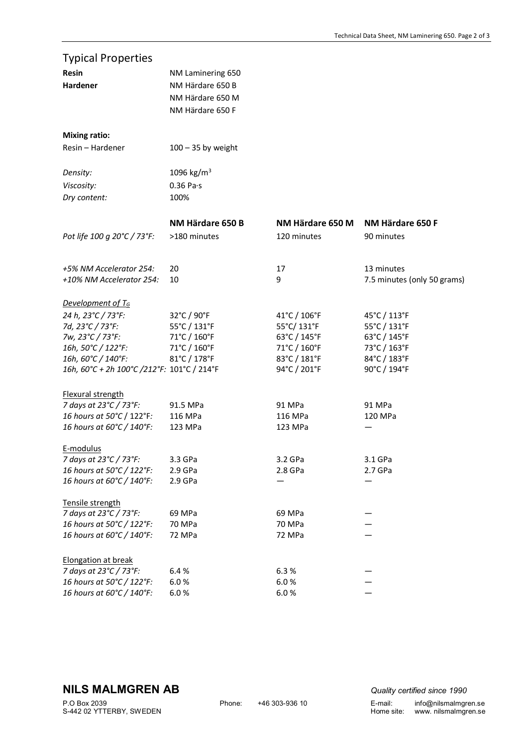## Typical Properties

| | |
|---|---|
| **Resin** | NM Laminering 650 |
| **Hardener** | NM Härdare 650 B |
| | NM Härdare 650 M |
| | NM Härdare 650 F |

**Mixing ratio:**

| | |
|---|---|
| Resin – Hardener | 100 – 35 by weight |
| *Density:* | 1096 kg/m$^3$ |
| *Viscosity:* | 0.36 Pa·s |
| *Dry content:* | 100% |

| | **NM Härdare 650 B** | **NM Härdare 650 M** | **NM Härdare 650 F** |
|---|---|---|---|
| *Pot life 100 g 20°C / 73°F:* | >180 minutes | 120 minutes | 90 minutes |
| *+5% NM Accelerator 254:* | 20 | 17 | 13 minutes |
| *+10% NM Accelerator 254:* | 10 | 9 | 7.5 minutes (only 50 grams) |
| Development of $T_G$ | | | |
| *24 h, 23°C / 73°F:* | 32°C / 90°F | 41°C / 106°F | 45°C / 113°F |
| *7d, 23°C / 73°F:* | 55°C / 131°F | 55°C/ 131°F | 55°C / 131°F |
| *7w, 23°C / 73°F:* | 71°C / 160°F | 63°C / 145°F | 63°C / 145°F |
| *16h, 50°C / 122°F:* | 71°C / 160°F | 71°C / 160°F | 73°C / 163°F |
| *16h, 60°C / 140°F:* | 81°C / 178°F | 83°C / 181°F | 84°C / 183°F |
| *16h, 60°C + 2h 100°C /212°F:* | 101°C / 214°F | 94°C / 201°F | 90°C / 194°F |
| Flexural strength | | | |
| *7 days at 23°C / 73°F:* | 91.5 MPa | 91 MPa | 91 MPa |
| *16 hours at 50°C / 122°F:* | 116 MPa | 116 MPa | 120 MPa |
| *16 hours at 60°C / 140°F:* | 123 MPa | 123 MPa | — |
| E-modulus | | | |
| *7 days at 23°C / 73°F:* | 3.3 GPa | 3.2 GPa | 3.1 GPa |
| *16 hours at 50°C / 122°F:* | 2.9 GPa | 2.8 GPa | 2.7 GPa |
| *16 hours at 60°C / 140°F:* | 2.9 GPa | — | — |
| Tensile strength | | | |
| *7 days at 23°C / 73°F:* | 69 MPa | 69 MPa | — |
| *16 hours at 50°C / 122°F:* | 70 MPa | 70 MPa | — |
| *16 hours at 60°C / 140°F:* | 72 MPa | 72 MPa | — |
| Elongation at break | | | |
| *7 days at 23°C / 73°F:* | 6.4 % | 6.3 % | — |
| *16 hours at 50°C / 122°F:* | 6.0 % | 6.0 % | — |
| *16 hours at 60°C / 140°F:* | 6.0 % | 6.0 % | — |

**NILS MALMGREN AB**

*Quality certified since 1990*

P.O Box 2039
S-442 02 YTTERBY, SWEDEN

Phone: +46 303-936 10

E-mail: info@nilsmalmgren.se
Home site: www. nilsmalmgren.se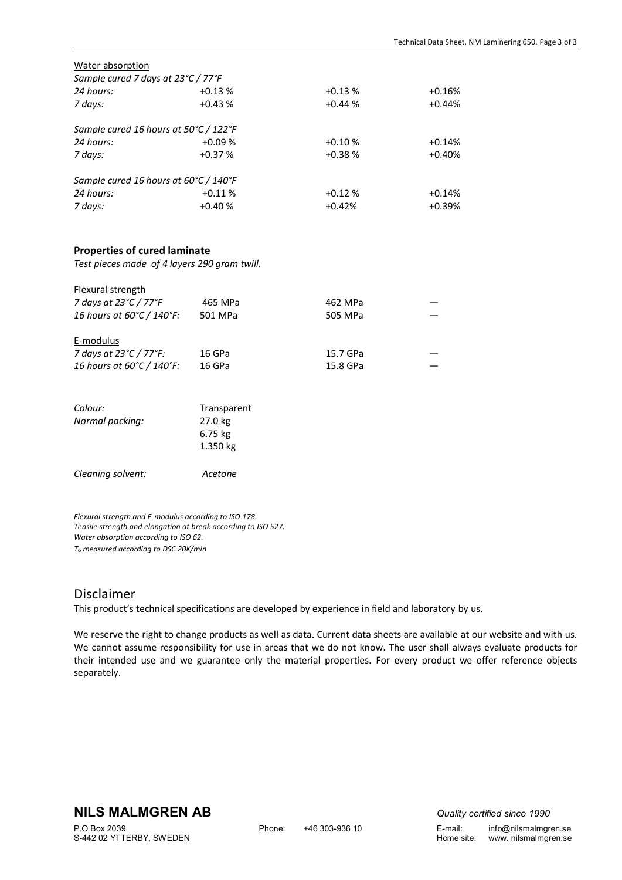| | | | |
|---|---|---|---|
| Water absorption | | | |
| *Sample cured 7 days at 23°C / 77°F* | | | |
| *24 hours:* | +0.13 % | +0.13 % | +0.16% |
| *7 days:* | +0.43 % | +0.44 % | +0.44% |
| *Sample cured 16 hours at 50°C / 122°F* | | | |
| *24 hours:* | +0.09 % | +0.10 % | +0.14% |
| *7 days:* | +0.37 % | +0.38 % | +0.40% |
| *Sample cured 16 hours at 60°C / 140°F* | | | |
| *24 hours:* | +0.11 % | +0.12 % | +0.14% |
| *7 days:* | +0.40 % | +0.42% | +0.39% |

**Properties of cured laminate**

*Test pieces made of 4 layers 290 gram twill.*

| | | | |
|---|---|---|---|
| Flexural strength | | | |
| *7 days at 23°C / 77°F* | 465 MPa | 462 MPa | — |
| *16 hours at 60°C / 140°F:* | 501 MPa | 505 MPa | — |
| E-modulus | | | |
| *7 days at 23°C / 77°F:* | 16 GPa | 15.7 GPa | — |
| *16 hours at 60°C / 140°F:* | 16 GPa | 15.8 GPa | — |

| | |
|---|---|
| *Colour:* | Transparent |
| *Normal packing:* | 27.0 kg<br>6.75 kg<br>1.350 kg |
| *Cleaning solvent:* | *Acetone* |

*Flexural strength and E-modulus according to ISO 178.*
*Tensile strength and elongation at break according to ISO 527.*
*Water absorption according to ISO 62.*
*$T_G$ measured according to DSC 20K/min*

## Disclaimer

This product's technical specifications are developed by experience in field and laboratory by us.

We reserve the right to change products as well as data. Current data sheets are available at our website and with us. We cannot assume responsibility for use in areas that we do not know. The user shall always evaluate products for their intended use and we guarantee only the material properties. For every product we offer reference objects separately.

**NILS MALMGREN AB**

*Quality certified since 1990*

P.O Box 2039
S-442 02 YTTERBY, SWEDEN

Phone: +46 303-936 10

E-mail: info@nilsmalmgren.se
Home site: www. nilsmalmgren.se